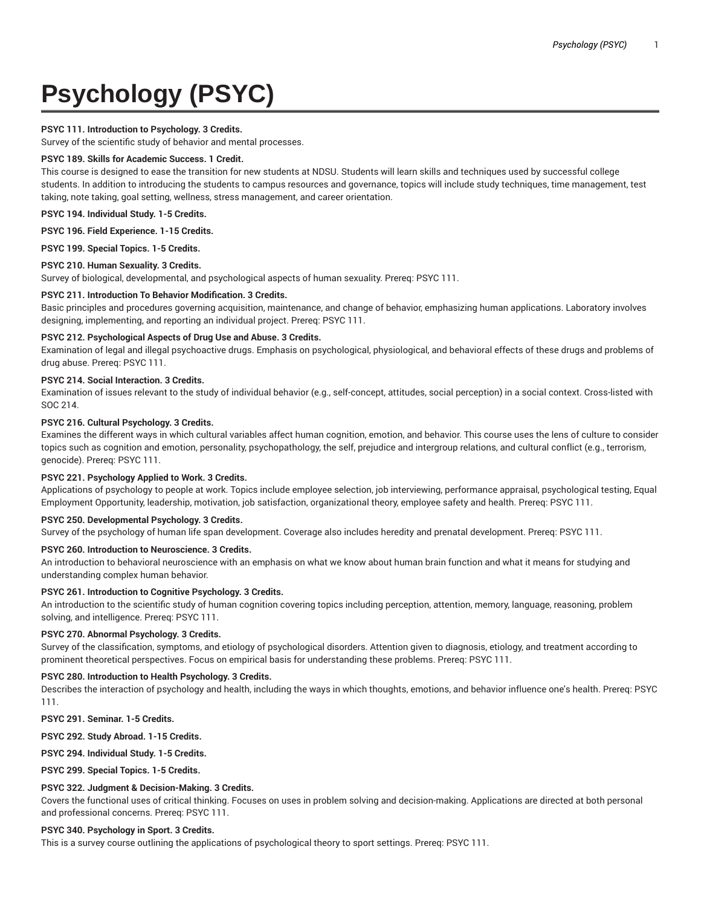# Psychology (PSYC)

**PSYC 111. Introduction to Psychology. 3 Credits.**
Survey of the scientific study of behavior and mental processes.

**PSYC 189. Skills for Academic Success. 1 Credit.**
This course is designed to ease the transition for new students at NDSU. Students will learn skills and techniques used by successful college students. In addition to introducing the students to campus resources and governance, topics will include study techniques, time management, test taking, note taking, goal setting, wellness, stress management, and career orientation.

**PSYC 194. Individual Study. 1-5 Credits.**

**PSYC 196. Field Experience. 1-15 Credits.**

**PSYC 199. Special Topics. 1-5 Credits.**

**PSYC 210. Human Sexuality. 3 Credits.**
Survey of biological, developmental, and psychological aspects of human sexuality. Prereq: PSYC 111.

**PSYC 211. Introduction To Behavior Modification. 3 Credits.**
Basic principles and procedures governing acquisition, maintenance, and change of behavior, emphasizing human applications. Laboratory involves designing, implementing, and reporting an individual project. Prereq: PSYC 111.

**PSYC 212. Psychological Aspects of Drug Use and Abuse. 3 Credits.**
Examination of legal and illegal psychoactive drugs. Emphasis on psychological, physiological, and behavioral effects of these drugs and problems of drug abuse. Prereq: PSYC 111.

**PSYC 214. Social Interaction. 3 Credits.**
Examination of issues relevant to the study of individual behavior (e.g., self-concept, attitudes, social perception) in a social context. Cross-listed with SOC 214.

**PSYC 216. Cultural Psychology. 3 Credits.**
Examines the different ways in which cultural variables affect human cognition, emotion, and behavior. This course uses the lens of culture to consider topics such as cognition and emotion, personality, psychopathology, the self, prejudice and intergroup relations, and cultural conflict (e.g., terrorism, genocide). Prereq: PSYC 111.

**PSYC 221. Psychology Applied to Work. 3 Credits.**
Applications of psychology to people at work. Topics include employee selection, job interviewing, performance appraisal, psychological testing, Equal Employment Opportunity, leadership, motivation, job satisfaction, organizational theory, employee safety and health. Prereq: PSYC 111.

**PSYC 250. Developmental Psychology. 3 Credits.**
Survey of the psychology of human life span development. Coverage also includes heredity and prenatal development. Prereq: PSYC 111.

**PSYC 260. Introduction to Neuroscience. 3 Credits.**
An introduction to behavioral neuroscience with an emphasis on what we know about human brain function and what it means for studying and understanding complex human behavior.

**PSYC 261. Introduction to Cognitive Psychology. 3 Credits.**
An introduction to the scientific study of human cognition covering topics including perception, attention, memory, language, reasoning, problem solving, and intelligence. Prereq: PSYC 111.

**PSYC 270. Abnormal Psychology. 3 Credits.**
Survey of the classification, symptoms, and etiology of psychological disorders. Attention given to diagnosis, etiology, and treatment according to prominent theoretical perspectives. Focus on empirical basis for understanding these problems. Prereq: PSYC 111.

**PSYC 280. Introduction to Health Psychology. 3 Credits.**
Describes the interaction of psychology and health, including the ways in which thoughts, emotions, and behavior influence one's health. Prereq: PSYC 111.

**PSYC 291. Seminar. 1-5 Credits.**

**PSYC 292. Study Abroad. 1-15 Credits.**

**PSYC 294. Individual Study. 1-5 Credits.**

**PSYC 299. Special Topics. 1-5 Credits.**

**PSYC 322. Judgment & Decision-Making. 3 Credits.**
Covers the functional uses of critical thinking. Focuses on uses in problem solving and decision-making. Applications are directed at both personal and professional concerns. Prereq: PSYC 111.

**PSYC 340. Psychology in Sport. 3 Credits.**
This is a survey course outlining the applications of psychological theory to sport settings. Prereq: PSYC 111.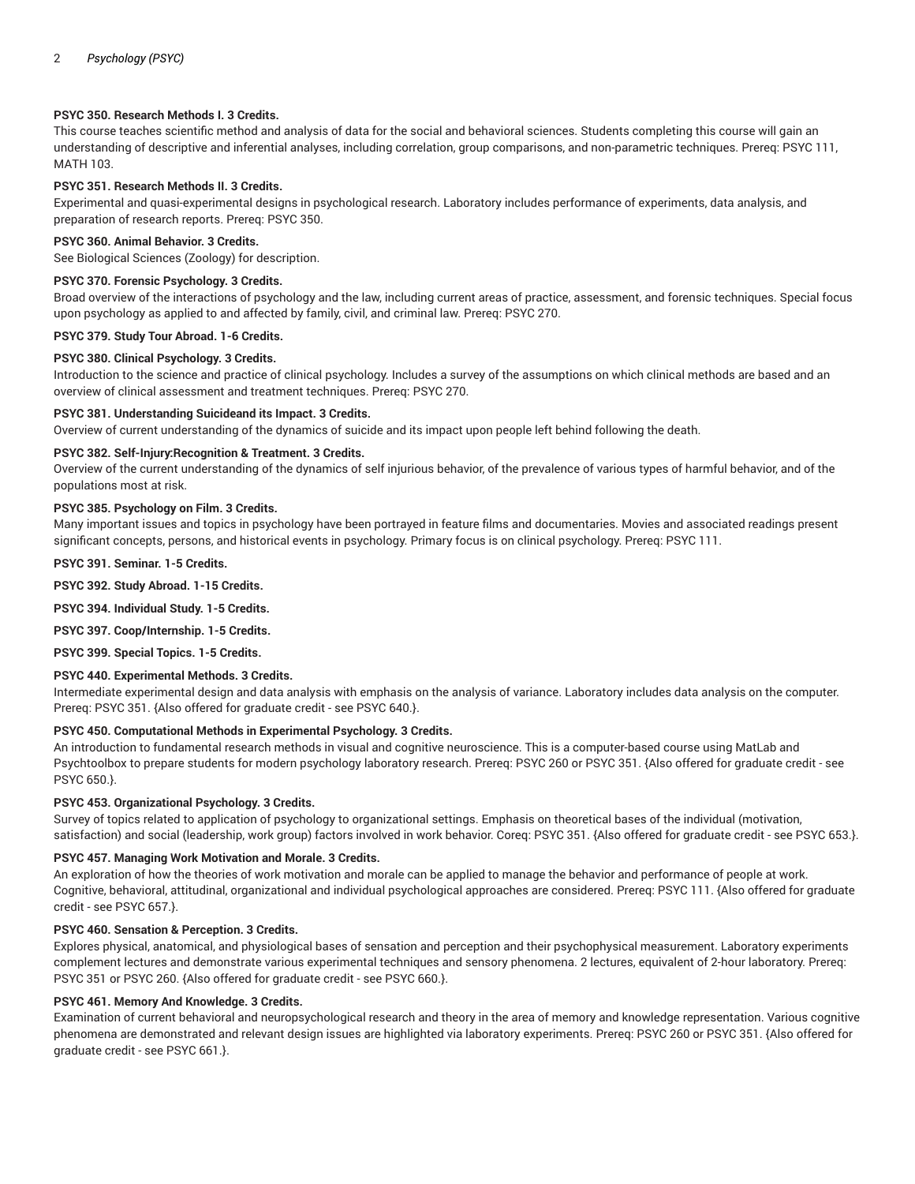**PSYC 350. Research Methods I. 3 Credits.**

This course teaches scientific method and analysis of data for the social and behavioral sciences. Students completing this course will gain an understanding of descriptive and inferential analyses, including correlation, group comparisons, and non-parametric techniques. Prereq: PSYC 111, MATH 103.

**PSYC 351. Research Methods II. 3 Credits.**

Experimental and quasi-experimental designs in psychological research. Laboratory includes performance of experiments, data analysis, and preparation of research reports. Prereq: PSYC 350.

**PSYC 360. Animal Behavior. 3 Credits.**

See Biological Sciences (Zoology) for description.

**PSYC 370. Forensic Psychology. 3 Credits.**

Broad overview of the interactions of psychology and the law, including current areas of practice, assessment, and forensic techniques. Special focus upon psychology as applied to and affected by family, civil, and criminal law. Prereq: PSYC 270.

**PSYC 379. Study Tour Abroad. 1-6 Credits.**

**PSYC 380. Clinical Psychology. 3 Credits.**

Introduction to the science and practice of clinical psychology. Includes a survey of the assumptions on which clinical methods are based and an overview of clinical assessment and treatment techniques. Prereq: PSYC 270.

**PSYC 381. Understanding Suicideand its Impact. 3 Credits.**

Overview of current understanding of the dynamics of suicide and its impact upon people left behind following the death.

**PSYC 382. Self-Injury:Recognition & Treatment. 3 Credits.**

Overview of the current understanding of the dynamics of self injurious behavior, of the prevalence of various types of harmful behavior, and of the populations most at risk.

**PSYC 385. Psychology on Film. 3 Credits.**

Many important issues and topics in psychology have been portrayed in feature films and documentaries. Movies and associated readings present significant concepts, persons, and historical events in psychology. Primary focus is on clinical psychology. Prereq: PSYC 111.

**PSYC 391. Seminar. 1-5 Credits.**

**PSYC 392. Study Abroad. 1-15 Credits.**

**PSYC 394. Individual Study. 1-5 Credits.**

**PSYC 397. Coop/Internship. 1-5 Credits.**

**PSYC 399. Special Topics. 1-5 Credits.**

**PSYC 440. Experimental Methods. 3 Credits.**

Intermediate experimental design and data analysis with emphasis on the analysis of variance. Laboratory includes data analysis on the computer. Prereq: PSYC 351. {Also offered for graduate credit - see PSYC 640.}.

**PSYC 450. Computational Methods in Experimental Psychology. 3 Credits.**

An introduction to fundamental research methods in visual and cognitive neuroscience. This is a computer-based course using MatLab and Psychtoolbox to prepare students for modern psychology laboratory research. Prereq: PSYC 260 or PSYC 351. {Also offered for graduate credit - see PSYC 650.}.

**PSYC 453. Organizational Psychology. 3 Credits.**

Survey of topics related to application of psychology to organizational settings. Emphasis on theoretical bases of the individual (motivation, satisfaction) and social (leadership, work group) factors involved in work behavior. Coreq: PSYC 351. {Also offered for graduate credit - see PSYC 653.}.

**PSYC 457. Managing Work Motivation and Morale. 3 Credits.**

An exploration of how the theories of work motivation and morale can be applied to manage the behavior and performance of people at work. Cognitive, behavioral, attitudinal, organizational and individual psychological approaches are considered. Prereq: PSYC 111. {Also offered for graduate credit - see PSYC 657.}.

**PSYC 460. Sensation & Perception. 3 Credits.**

Explores physical, anatomical, and physiological bases of sensation and perception and their psychophysical measurement. Laboratory experiments complement lectures and demonstrate various experimental techniques and sensory phenomena. 2 lectures, equivalent of 2-hour laboratory. Prereq: PSYC 351 or PSYC 260. {Also offered for graduate credit - see PSYC 660.}.

**PSYC 461. Memory And Knowledge. 3 Credits.**

Examination of current behavioral and neuropsychological research and theory in the area of memory and knowledge representation. Various cognitive phenomena are demonstrated and relevant design issues are highlighted via laboratory experiments. Prereq: PSYC 260 or PSYC 351. {Also offered for graduate credit - see PSYC 661.}.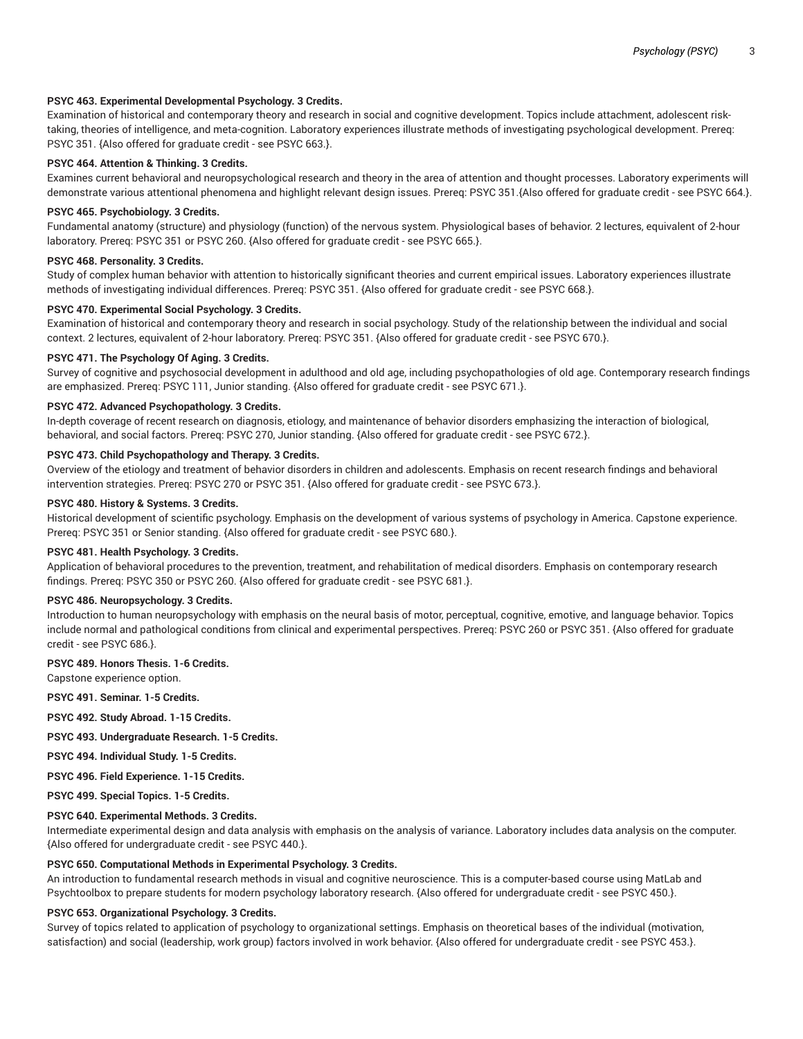**PSYC 463. Experimental Developmental Psychology. 3 Credits.**
Examination of historical and contemporary theory and research in social and cognitive development. Topics include attachment, adolescent risk-taking, theories of intelligence, and meta-cognition. Laboratory experiences illustrate methods of investigating psychological development. Prereq: PSYC 351. {Also offered for graduate credit - see PSYC 663.}.

**PSYC 464. Attention & Thinking. 3 Credits.**
Examines current behavioral and neuropsychological research and theory in the area of attention and thought processes. Laboratory experiments will demonstrate various attentional phenomena and highlight relevant design issues. Prereq: PSYC 351.{Also offered for graduate credit - see PSYC 664.}.

**PSYC 465. Psychobiology. 3 Credits.**
Fundamental anatomy (structure) and physiology (function) of the nervous system. Physiological bases of behavior. 2 lectures, equivalent of 2-hour laboratory. Prereq: PSYC 351 or PSYC 260. {Also offered for graduate credit - see PSYC 665.}.

**PSYC 468. Personality. 3 Credits.**
Study of complex human behavior with attention to historically significant theories and current empirical issues. Laboratory experiences illustrate methods of investigating individual differences. Prereq: PSYC 351. {Also offered for graduate credit - see PSYC 668.}.

**PSYC 470. Experimental Social Psychology. 3 Credits.**
Examination of historical and contemporary theory and research in social psychology. Study of the relationship between the individual and social context. 2 lectures, equivalent of 2-hour laboratory. Prereq: PSYC 351. {Also offered for graduate credit - see PSYC 670.}.

**PSYC 471. The Psychology Of Aging. 3 Credits.**
Survey of cognitive and psychosocial development in adulthood and old age, including psychopathologies of old age. Contemporary research findings are emphasized. Prereq: PSYC 111, Junior standing. {Also offered for graduate credit - see PSYC 671.}.

**PSYC 472. Advanced Psychopathology. 3 Credits.**
In-depth coverage of recent research on diagnosis, etiology, and maintenance of behavior disorders emphasizing the interaction of biological, behavioral, and social factors. Prereq: PSYC 270, Junior standing. {Also offered for graduate credit - see PSYC 672.}.

**PSYC 473. Child Psychopathology and Therapy. 3 Credits.**
Overview of the etiology and treatment of behavior disorders in children and adolescents. Emphasis on recent research findings and behavioral intervention strategies. Prereq: PSYC 270 or PSYC 351. {Also offered for graduate credit - see PSYC 673.}.

**PSYC 480. History & Systems. 3 Credits.**
Historical development of scientific psychology. Emphasis on the development of various systems of psychology in America. Capstone experience. Prereq: PSYC 351 or Senior standing. {Also offered for graduate credit - see PSYC 680.}.

**PSYC 481. Health Psychology. 3 Credits.**
Application of behavioral procedures to the prevention, treatment, and rehabilitation of medical disorders. Emphasis on contemporary research findings. Prereq: PSYC 350 or PSYC 260. {Also offered for graduate credit - see PSYC 681.}.

**PSYC 486. Neuropsychology. 3 Credits.**
Introduction to human neuropsychology with emphasis on the neural basis of motor, perceptual, cognitive, emotive, and language behavior. Topics include normal and pathological conditions from clinical and experimental perspectives. Prereq: PSYC 260 or PSYC 351. {Also offered for graduate credit - see PSYC 686.}.

**PSYC 489. Honors Thesis. 1-6 Credits.**
Capstone experience option.

**PSYC 491. Seminar. 1-5 Credits.**

**PSYC 492. Study Abroad. 1-15 Credits.**

**PSYC 493. Undergraduate Research. 1-5 Credits.**

**PSYC 494. Individual Study. 1-5 Credits.**

**PSYC 496. Field Experience. 1-15 Credits.**

**PSYC 499. Special Topics. 1-5 Credits.**

**PSYC 640. Experimental Methods. 3 Credits.**
Intermediate experimental design and data analysis with emphasis on the analysis of variance. Laboratory includes data analysis on the computer. {Also offered for undergraduate credit - see PSYC 440.}.

**PSYC 650. Computational Methods in Experimental Psychology. 3 Credits.**
An introduction to fundamental research methods in visual and cognitive neuroscience. This is a computer-based course using MatLab and Psychtoolbox to prepare students for modern psychology laboratory research. {Also offered for undergraduate credit - see PSYC 450.}.

**PSYC 653. Organizational Psychology. 3 Credits.**
Survey of topics related to application of psychology to organizational settings. Emphasis on theoretical bases of the individual (motivation, satisfaction) and social (leadership, work group) factors involved in work behavior. {Also offered for undergraduate credit - see PSYC 453.}.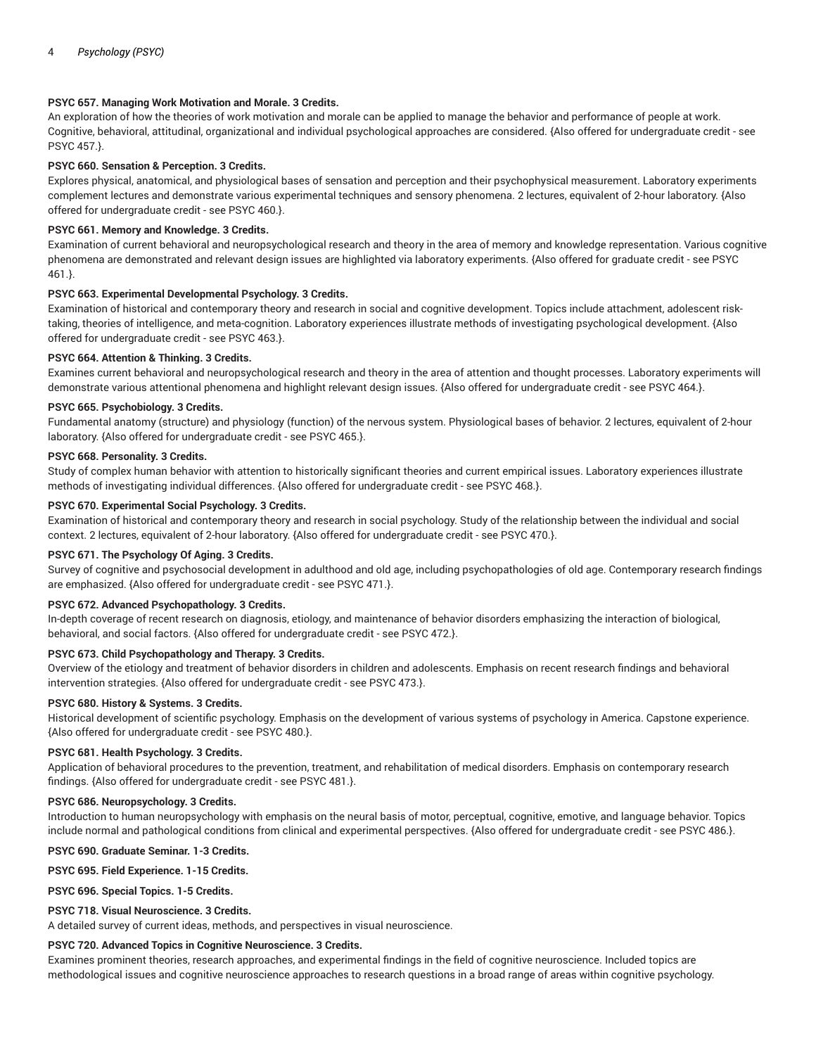**PSYC 657. Managing Work Motivation and Morale. 3 Credits.**

An exploration of how the theories of work motivation and morale can be applied to manage the behavior and performance of people at work. Cognitive, behavioral, attitudinal, organizational and individual psychological approaches are considered. {Also offered for undergraduate credit - see PSYC 457.}.

**PSYC 660. Sensation & Perception. 3 Credits.**

Explores physical, anatomical, and physiological bases of sensation and perception and their psychophysical measurement. Laboratory experiments complement lectures and demonstrate various experimental techniques and sensory phenomena. 2 lectures, equivalent of 2-hour laboratory. {Also offered for undergraduate credit - see PSYC 460.}.

**PSYC 661. Memory and Knowledge. 3 Credits.**

Examination of current behavioral and neuropsychological research and theory in the area of memory and knowledge representation. Various cognitive phenomena are demonstrated and relevant design issues are highlighted via laboratory experiments. {Also offered for graduate credit - see PSYC 461.}.

**PSYC 663. Experimental Developmental Psychology. 3 Credits.**

Examination of historical and contemporary theory and research in social and cognitive development. Topics include attachment, adolescent risk-taking, theories of intelligence, and meta-cognition. Laboratory experiences illustrate methods of investigating psychological development. {Also offered for undergraduate credit - see PSYC 463.}.

**PSYC 664. Attention & Thinking. 3 Credits.**

Examines current behavioral and neuropsychological research and theory in the area of attention and thought processes. Laboratory experiments will demonstrate various attentional phenomena and highlight relevant design issues. {Also offered for undergraduate credit - see PSYC 464.}.

**PSYC 665. Psychobiology. 3 Credits.**

Fundamental anatomy (structure) and physiology (function) of the nervous system. Physiological bases of behavior. 2 lectures, equivalent of 2-hour laboratory. {Also offered for undergraduate credit - see PSYC 465.}.

**PSYC 668. Personality. 3 Credits.**

Study of complex human behavior with attention to historically significant theories and current empirical issues. Laboratory experiences illustrate methods of investigating individual differences. {Also offered for undergraduate credit - see PSYC 468.}.

**PSYC 670. Experimental Social Psychology. 3 Credits.**

Examination of historical and contemporary theory and research in social psychology. Study of the relationship between the individual and social context. 2 lectures, equivalent of 2-hour laboratory. {Also offered for undergraduate credit - see PSYC 470.}.

**PSYC 671. The Psychology Of Aging. 3 Credits.**

Survey of cognitive and psychosocial development in adulthood and old age, including psychopathologies of old age. Contemporary research findings are emphasized. {Also offered for undergraduate credit - see PSYC 471.}.

**PSYC 672. Advanced Psychopathology. 3 Credits.**

In-depth coverage of recent research on diagnosis, etiology, and maintenance of behavior disorders emphasizing the interaction of biological, behavioral, and social factors. {Also offered for undergraduate credit - see PSYC 472.}.

**PSYC 673. Child Psychopathology and Therapy. 3 Credits.**

Overview of the etiology and treatment of behavior disorders in children and adolescents. Emphasis on recent research findings and behavioral intervention strategies. {Also offered for undergraduate credit - see PSYC 473.}.

**PSYC 680. History & Systems. 3 Credits.**

Historical development of scientific psychology. Emphasis on the development of various systems of psychology in America. Capstone experience. {Also offered for undergraduate credit - see PSYC 480.}.

**PSYC 681. Health Psychology. 3 Credits.**

Application of behavioral procedures to the prevention, treatment, and rehabilitation of medical disorders. Emphasis on contemporary research findings. {Also offered for undergraduate credit - see PSYC 481.}.

**PSYC 686. Neuropsychology. 3 Credits.**

Introduction to human neuropsychology with emphasis on the neural basis of motor, perceptual, cognitive, emotive, and language behavior. Topics include normal and pathological conditions from clinical and experimental perspectives. {Also offered for undergraduate credit - see PSYC 486.}.

**PSYC 690. Graduate Seminar. 1-3 Credits.**

**PSYC 695. Field Experience. 1-15 Credits.**

**PSYC 696. Special Topics. 1-5 Credits.**

**PSYC 718. Visual Neuroscience. 3 Credits.**

A detailed survey of current ideas, methods, and perspectives in visual neuroscience.

**PSYC 720. Advanced Topics in Cognitive Neuroscience. 3 Credits.**

Examines prominent theories, research approaches, and experimental findings in the field of cognitive neuroscience. Included topics are methodological issues and cognitive neuroscience approaches to research questions in a broad range of areas within cognitive psychology.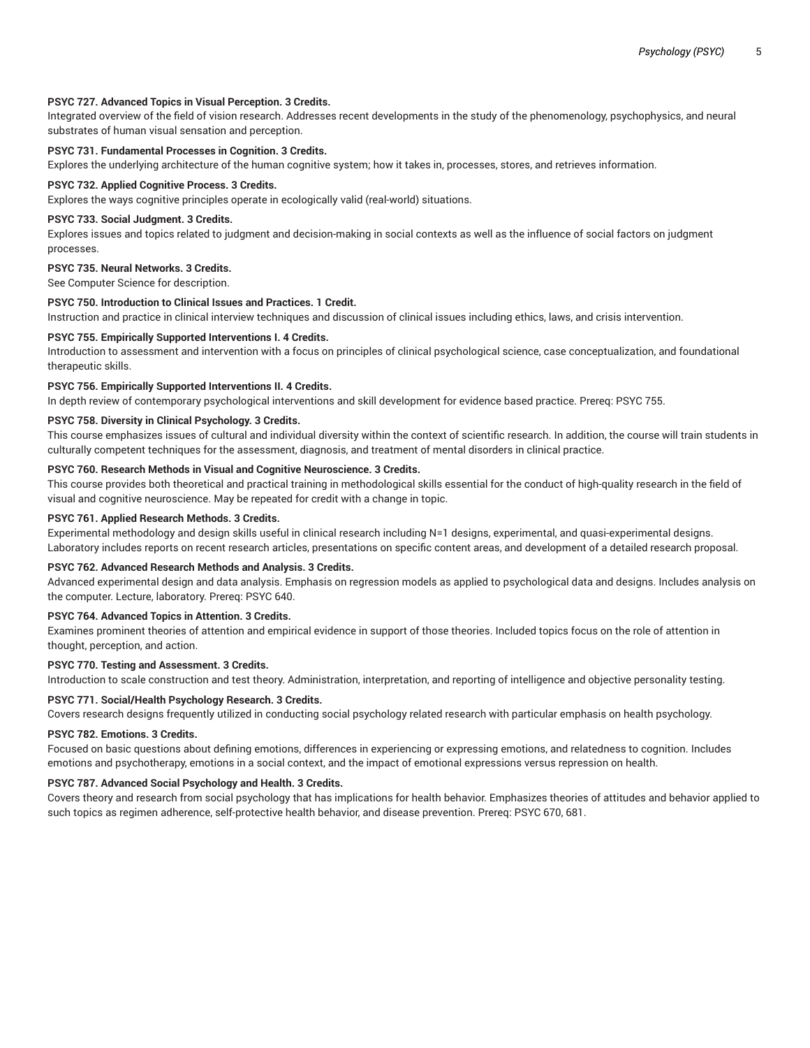**PSYC 727. Advanced Topics in Visual Perception. 3 Credits.**
Integrated overview of the field of vision research. Addresses recent developments in the study of the phenomenology, psychophysics, and neural substrates of human visual sensation and perception.

**PSYC 731. Fundamental Processes in Cognition. 3 Credits.**
Explores the underlying architecture of the human cognitive system; how it takes in, processes, stores, and retrieves information.

**PSYC 732. Applied Cognitive Process. 3 Credits.**
Explores the ways cognitive principles operate in ecologically valid (real-world) situations.

**PSYC 733. Social Judgment. 3 Credits.**
Explores issues and topics related to judgment and decision-making in social contexts as well as the influence of social factors on judgment processes.

**PSYC 735. Neural Networks. 3 Credits.**
See Computer Science for description.

**PSYC 750. Introduction to Clinical Issues and Practices. 1 Credit.**
Instruction and practice in clinical interview techniques and discussion of clinical issues including ethics, laws, and crisis intervention.

**PSYC 755. Empirically Supported Interventions I. 4 Credits.**
Introduction to assessment and intervention with a focus on principles of clinical psychological science, case conceptualization, and foundational therapeutic skills.

**PSYC 756. Empirically Supported Interventions II. 4 Credits.**
In depth review of contemporary psychological interventions and skill development for evidence based practice. Prereq: PSYC 755.

**PSYC 758. Diversity in Clinical Psychology. 3 Credits.**
This course emphasizes issues of cultural and individual diversity within the context of scientific research. In addition, the course will train students in culturally competent techniques for the assessment, diagnosis, and treatment of mental disorders in clinical practice.

**PSYC 760. Research Methods in Visual and Cognitive Neuroscience. 3 Credits.**
This course provides both theoretical and practical training in methodological skills essential for the conduct of high-quality research in the field of visual and cognitive neuroscience. May be repeated for credit with a change in topic.

**PSYC 761. Applied Research Methods. 3 Credits.**
Experimental methodology and design skills useful in clinical research including N=1 designs, experimental, and quasi-experimental designs. Laboratory includes reports on recent research articles, presentations on specific content areas, and development of a detailed research proposal.

**PSYC 762. Advanced Research Methods and Analysis. 3 Credits.**
Advanced experimental design and data analysis. Emphasis on regression models as applied to psychological data and designs. Includes analysis on the computer. Lecture, laboratory. Prereq: PSYC 640.

**PSYC 764. Advanced Topics in Attention. 3 Credits.**
Examines prominent theories of attention and empirical evidence in support of those theories. Included topics focus on the role of attention in thought, perception, and action.

**PSYC 770. Testing and Assessment. 3 Credits.**
Introduction to scale construction and test theory. Administration, interpretation, and reporting of intelligence and objective personality testing.

**PSYC 771. Social/Health Psychology Research. 3 Credits.**
Covers research designs frequently utilized in conducting social psychology related research with particular emphasis on health psychology.

**PSYC 782. Emotions. 3 Credits.**
Focused on basic questions about defining emotions, differences in experiencing or expressing emotions, and relatedness to cognition. Includes emotions and psychotherapy, emotions in a social context, and the impact of emotional expressions versus repression on health.

**PSYC 787. Advanced Social Psychology and Health. 3 Credits.**
Covers theory and research from social psychology that has implications for health behavior. Emphasizes theories of attitudes and behavior applied to such topics as regimen adherence, self-protective health behavior, and disease prevention. Prereq: PSYC 670, 681.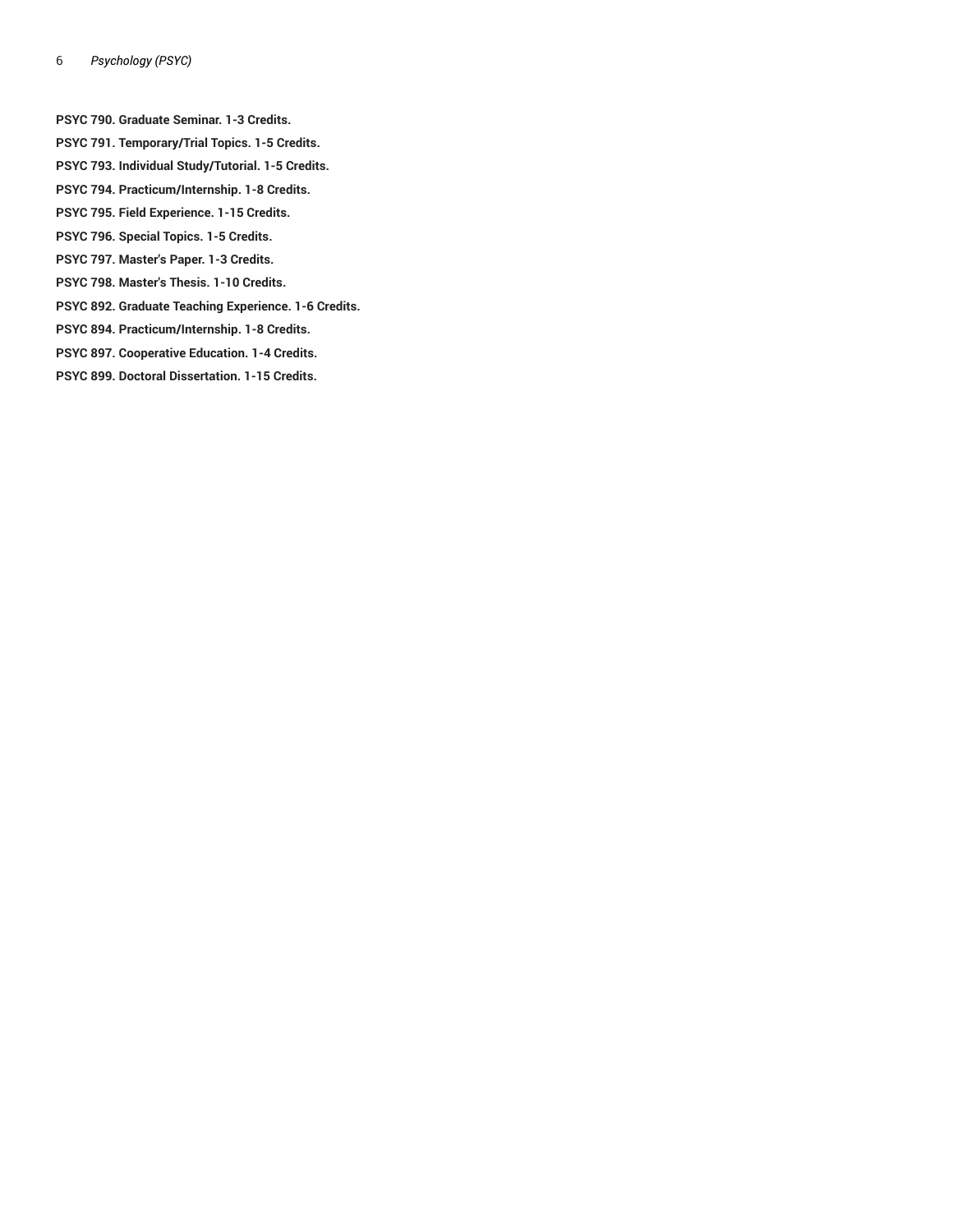**PSYC 790. Graduate Seminar. 1-3 Credits.**

**PSYC 791. Temporary/Trial Topics. 1-5 Credits.**

**PSYC 793. Individual Study/Tutorial. 1-5 Credits.**

**PSYC 794. Practicum/Internship. 1-8 Credits.**

**PSYC 795. Field Experience. 1-15 Credits.**

**PSYC 796. Special Topics. 1-5 Credits.**

**PSYC 797. Master's Paper. 1-3 Credits.**

**PSYC 798. Master's Thesis. 1-10 Credits.**

**PSYC 892. Graduate Teaching Experience. 1-6 Credits.**

**PSYC 894. Practicum/Internship. 1-8 Credits.**

**PSYC 897. Cooperative Education. 1-4 Credits.**

**PSYC 899. Doctoral Dissertation. 1-15 Credits.**